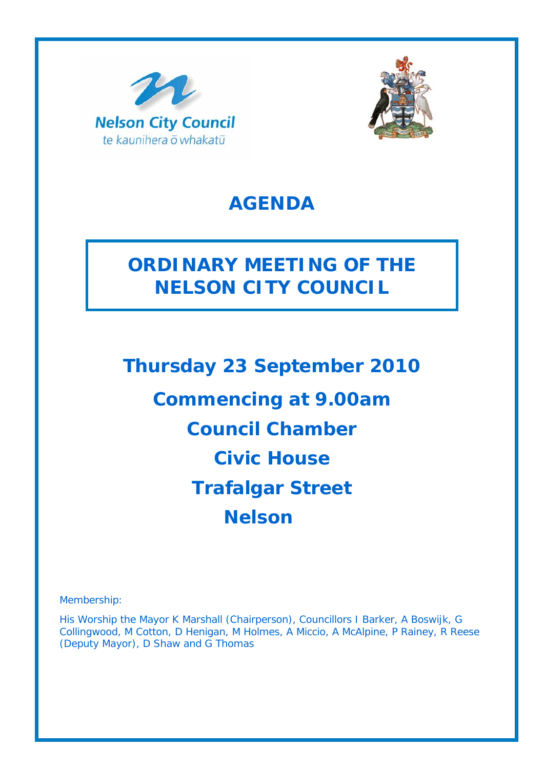Nelson City Council
te kaunihera ō whakatū

# AGENDA

## ORDINARY MEETING OF THE NELSON CITY COUNCIL

**Thursday 23 September 2010**

**Commencing at 9.00am**

**Council Chamber**

**Civic House**

**Trafalgar Street**

**Nelson**

Membership:

His Worship the Mayor K Marshall (Chairperson), Councillors I Barker, A Boswijk, G Collingwood, M Cotton, D Henigan, M Holmes, A Miccio, A McAlpine, P Rainey, R Reese (Deputy Mayor), D Shaw and G Thomas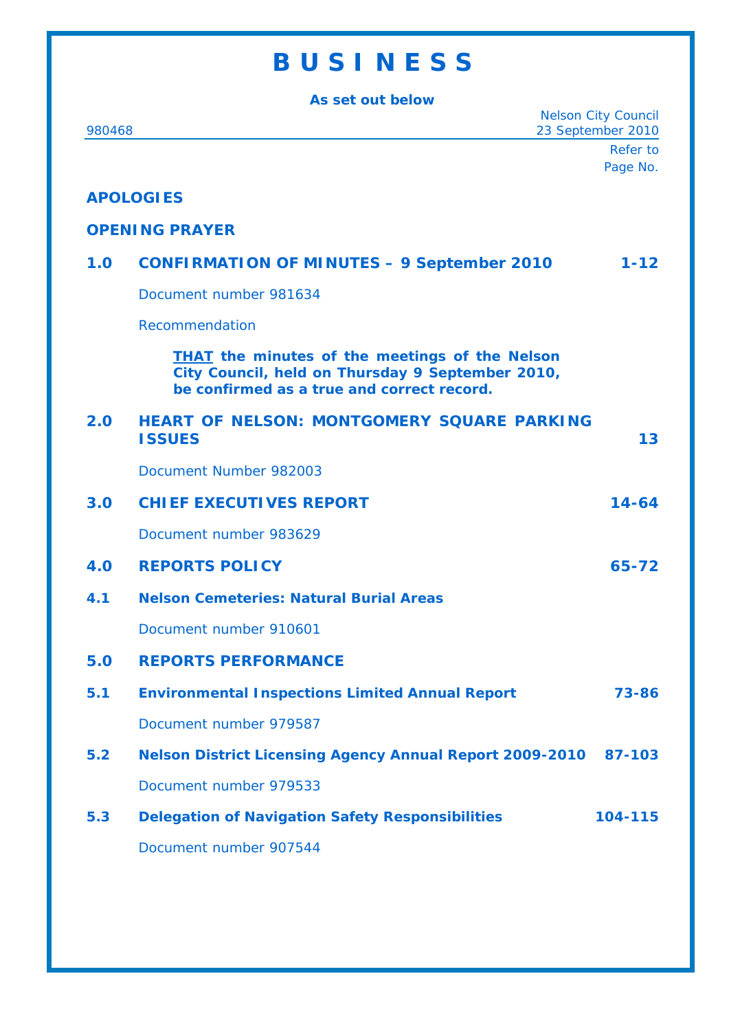# B U S I N E S S

**As set out below**

980468 — Nelson City Council, 23 September 2010

Refer to Page No.

**APOLOGIES**

**OPENING PRAYER**

## 1.0 CONFIRMATION OF MINUTES – 9 September 2010 — 1-12

Document number 981634

Recommendation

> **<u>THAT</u> the minutes of the meetings of the Nelson City Council, held on Thursday 9 September 2010, be confirmed as a true and correct record.**

## 2.0 HEART OF NELSON: MONTGOMERY SQUARE PARKING ISSUES — 13

Document Number 982003

## 3.0 CHIEF EXECUTIVES REPORT — 14-64

Document number 983629

## 4.0 REPORTS POLICY — 65-72

### 4.1 Nelson Cemeteries: Natural Burial Areas

Document number 910601

## 5.0 REPORTS PERFORMANCE

### 5.1 Environmental Inspections Limited Annual Report — 73-86

Document number 979587

### 5.2 Nelson District Licensing Agency Annual Report 2009-2010 — 87-103

Document number 979533

### 5.3 Delegation of Navigation Safety Responsibilities — 104-115

Document number 907544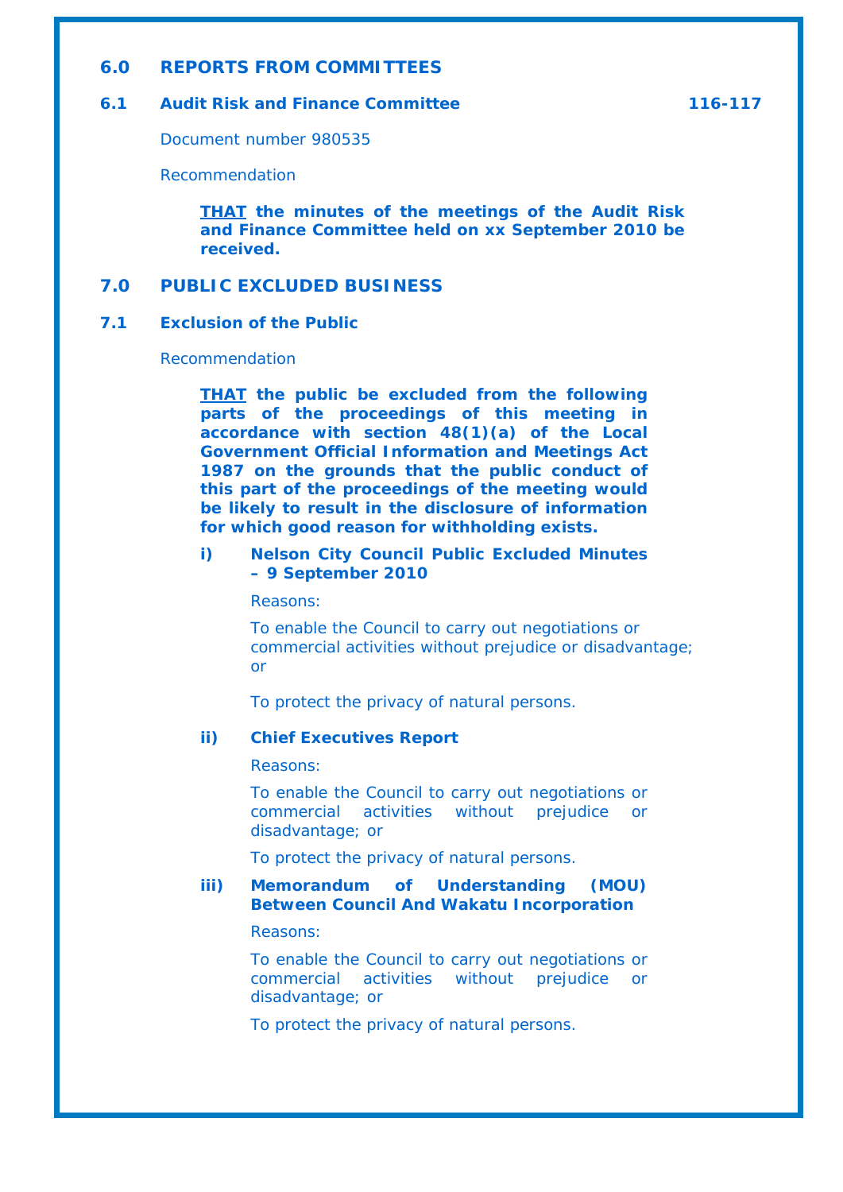## 6.0 REPORTS FROM COMMITTEES

### 6.1 Audit Risk and Finance Committee 116-117

Document number 980535

Recommendation

> **<u>THAT</u> the minutes of the meetings of the Audit Risk and Finance Committee held on xx September 2010 be received.**

## 7.0 PUBLIC EXCLUDED BUSINESS

### 7.1 Exclusion of the Public

Recommendation

> **<u>THAT</u> the public be excluded from the following parts of the proceedings of this meeting in accordance with section 48(1)(a) of the Local Government Official Information and Meetings Act 1987 on the grounds that the public conduct of this part of the proceedings of the meeting would be likely to result in the disclosure of information for which good reason for withholding exists.**

**i) Nelson City Council Public Excluded Minutes – 9 September 2010**

Reasons:

To enable the Council to carry out negotiations or commercial activities without prejudice or disadvantage; or

To protect the privacy of natural persons.

**ii) Chief Executives Report**

Reasons:

To enable the Council to carry out negotiations or commercial activities without prejudice or disadvantage; or

To protect the privacy of natural persons.

**iii) Memorandum of Understanding (MOU) Between Council And Wakatu Incorporation**

Reasons:

To enable the Council to carry out negotiations or commercial activities without prejudice or disadvantage; or

To protect the privacy of natural persons.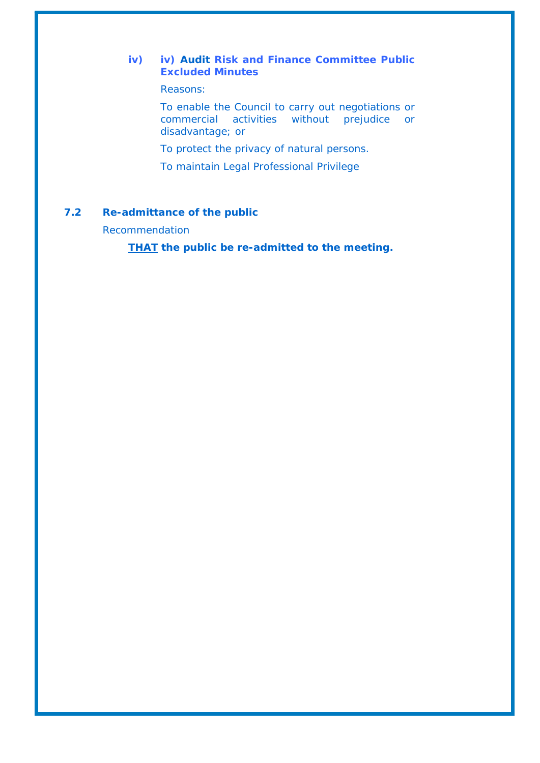**iv) iv) Audit Risk and Finance Committee Public Excluded Minutes**

Reasons:

To enable the Council to carry out negotiations or commercial activities without prejudice or disadvantage; or

To protect the privacy of natural persons.

To maintain Legal Professional Privilege

### 7.2 Re-admittance of the public

Recommendation

**THAT the public be re-admitted to the meeting.**